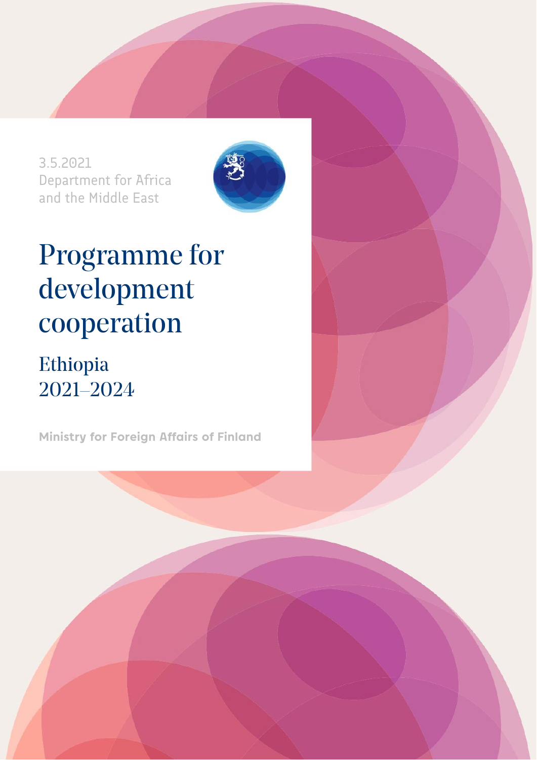3.5.2021
Department for Africa
and the Middle East

# Programme for development cooperation

## Ethiopia 2021–2024

**Ministry for Foreign Affairs of Finland**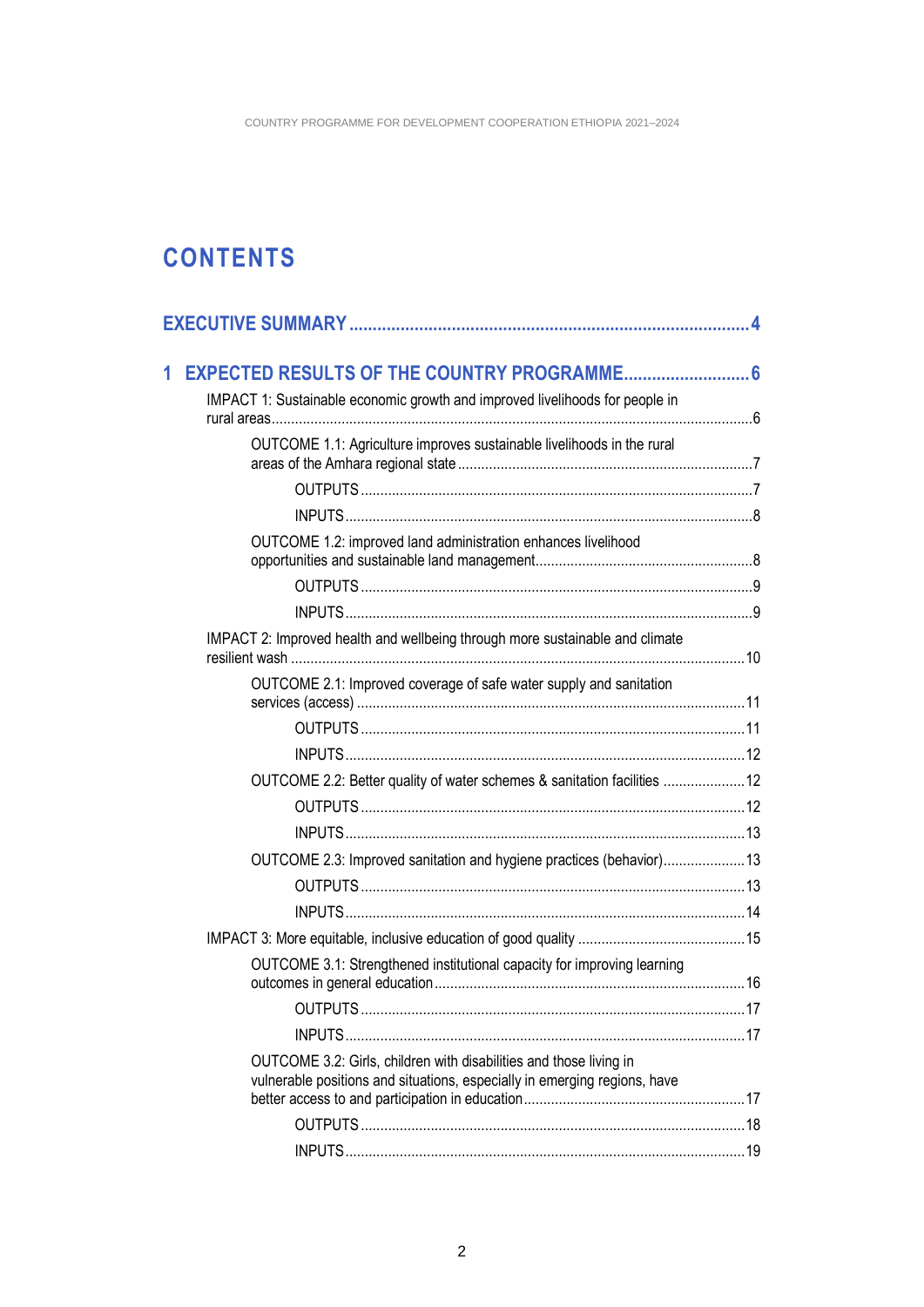# CONTENTS

EXECUTIVE SUMMARY ........................................................................................ 4

1 EXPECTED RESULTS OF THE COUNTRY PROGRAMME ........................... 6

- IMPACT 1: Sustainable economic growth and improved livelihoods for people in rural areas ........................................................................................ 6
  - OUTCOME 1.1: Agriculture improves sustainable livelihoods in the rural areas of the Amhara regional state ........................................................ 7
    - OUTPUTS ........................................................................................ 7
    - INPUTS ........................................................................................ 8
  - OUTCOME 1.2: improved land administration enhances livelihood opportunities and sustainable land management ........................................ 8
    - OUTPUTS ........................................................................................ 9
    - INPUTS ........................................................................................ 9
- IMPACT 2: Improved health and wellbeing through more sustainable and climate resilient wash ........................................................................................ 10
  - OUTCOME 2.1: Improved coverage of safe water supply and sanitation services (access) ........................................................................................ 11
    - OUTPUTS ........................................................................................ 11
    - INPUTS ........................................................................................ 12
  - OUTCOME 2.2: Better quality of water schemes & sanitation facilities ..................... 12
    - OUTPUTS ........................................................................................ 12
    - INPUTS ........................................................................................ 13
  - OUTCOME 2.3: Improved sanitation and hygiene practices (behavior) ..................... 13
    - OUTPUTS ........................................................................................ 13
    - INPUTS ........................................................................................ 14
- IMPACT 3: More equitable, inclusive education of good quality ........................................ 15
  - OUTCOME 3.1: Strengthened institutional capacity for improving learning outcomes in general education ........................................................................ 16
    - OUTPUTS ........................................................................................ 17
    - INPUTS ........................................................................................ 17
  - OUTCOME 3.2: Girls, children with disabilities and those living in vulnerable positions and situations, especially in emerging regions, have better access to and participation in education ........................................................ 17
    - OUTPUTS ........................................................................................ 18
    - INPUTS ........................................................................................ 19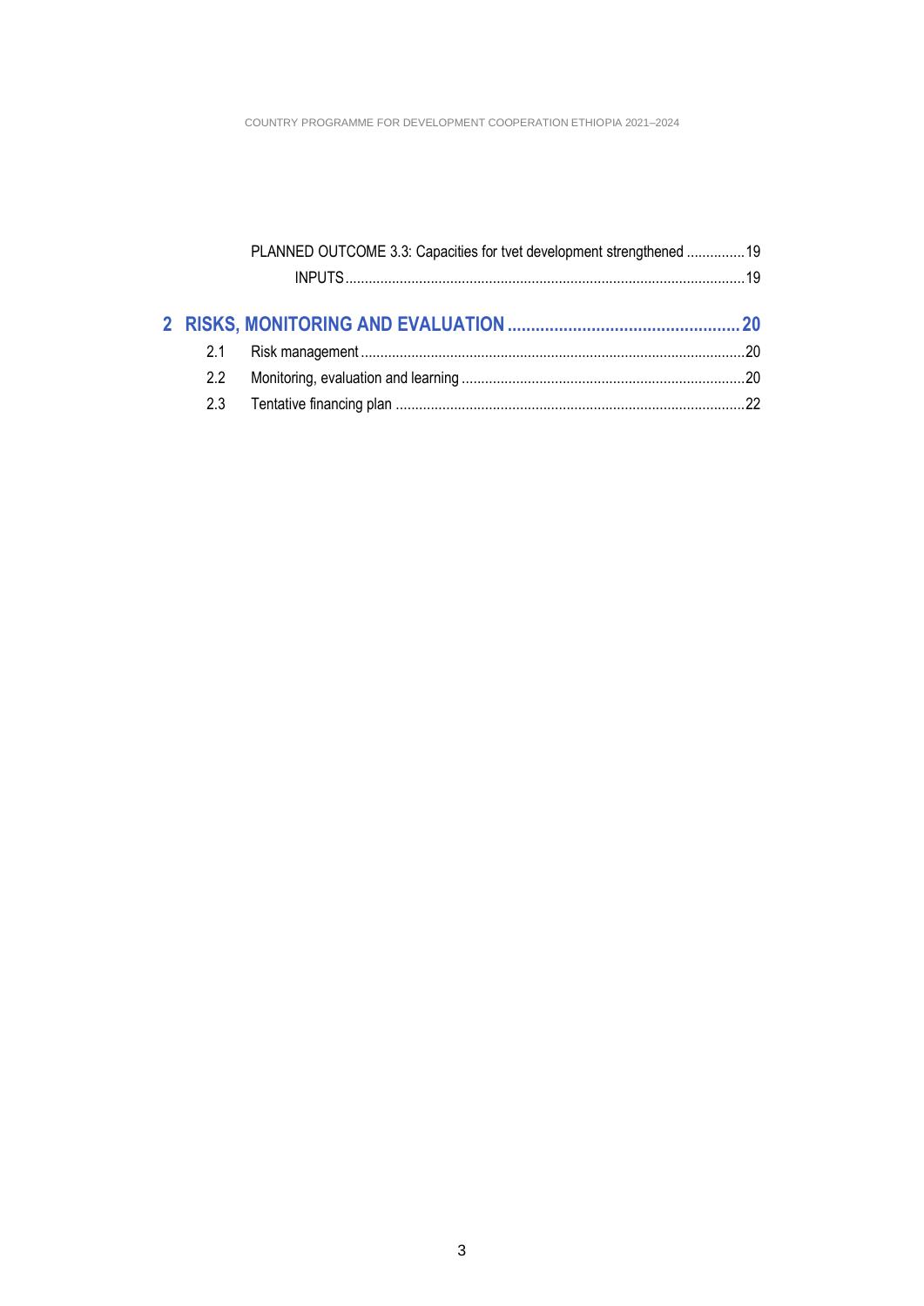PLANNED OUTCOME 3.3: Capacities for tvet development strengthened ............... 19

INPUTS ..................................................................................................... 19

**2 RISKS, MONITORING AND EVALUATION ................................................. 20**

2.1 Risk management ................................................................................................ 20

2.2 Monitoring, evaluation and learning ....................................................................... 20

2.3 Tentative financing plan ........................................................................................ 22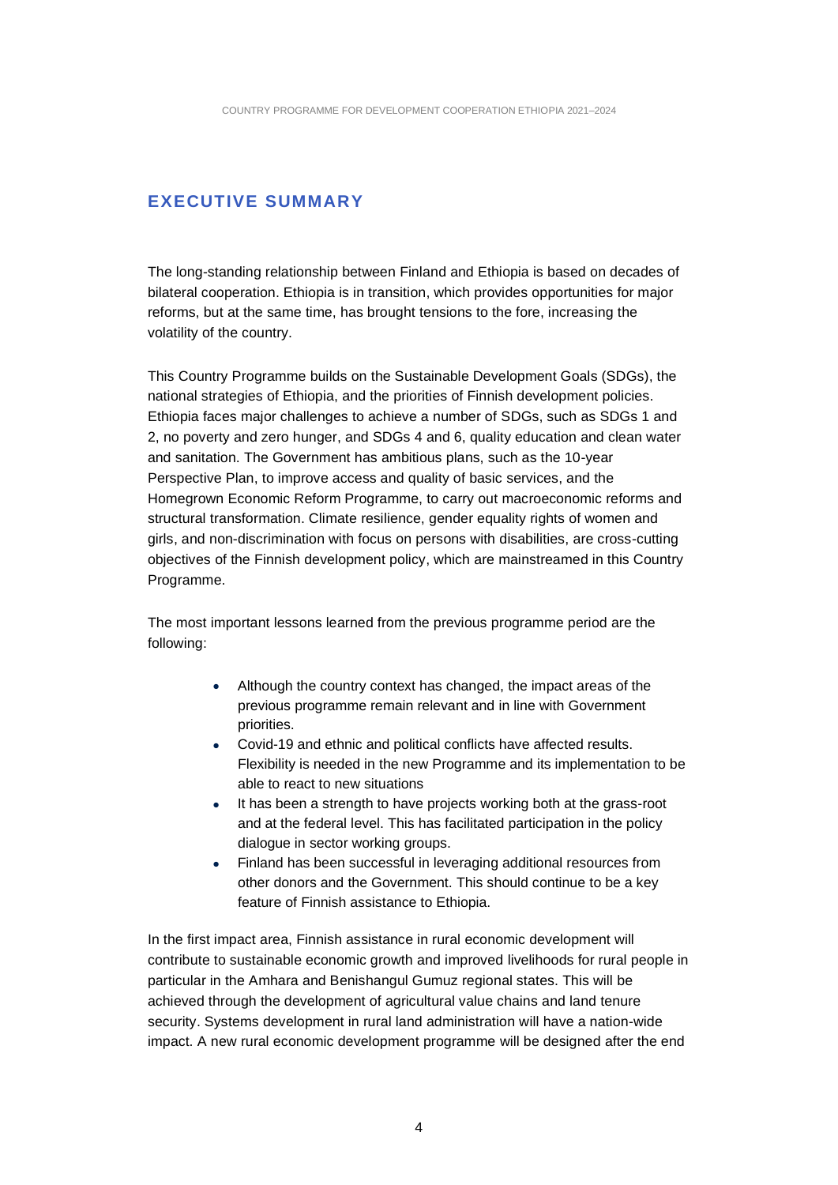## EXECUTIVE SUMMARY

The long-standing relationship between Finland and Ethiopia is based on decades of bilateral cooperation. Ethiopia is in transition, which provides opportunities for major reforms, but at the same time, has brought tensions to the fore, increasing the volatility of the country.

This Country Programme builds on the Sustainable Development Goals (SDGs), the national strategies of Ethiopia, and the priorities of Finnish development policies. Ethiopia faces major challenges to achieve a number of SDGs, such as SDGs 1 and 2, no poverty and zero hunger, and SDGs 4 and 6, quality education and clean water and sanitation. The Government has ambitious plans, such as the 10-year Perspective Plan, to improve access and quality of basic services, and the Homegrown Economic Reform Programme, to carry out macroeconomic reforms and structural transformation. Climate resilience, gender equality rights of women and girls, and non-discrimination with focus on persons with disabilities, are cross-cutting objectives of the Finnish development policy, which are mainstreamed in this Country Programme.

The most important lessons learned from the previous programme period are the following:

- Although the country context has changed, the impact areas of the previous programme remain relevant and in line with Government priorities.
- Covid-19 and ethnic and political conflicts have affected results. Flexibility is needed in the new Programme and its implementation to be able to react to new situations
- It has been a strength to have projects working both at the grass-root and at the federal level. This has facilitated participation in the policy dialogue in sector working groups.
- Finland has been successful in leveraging additional resources from other donors and the Government. This should continue to be a key feature of Finnish assistance to Ethiopia.

In the first impact area, Finnish assistance in rural economic development will contribute to sustainable economic growth and improved livelihoods for rural people in particular in the Amhara and Benishangul Gumuz regional states. This will be achieved through the development of agricultural value chains and land tenure security. Systems development in rural land administration will have a nation-wide impact. A new rural economic development programme will be designed after the end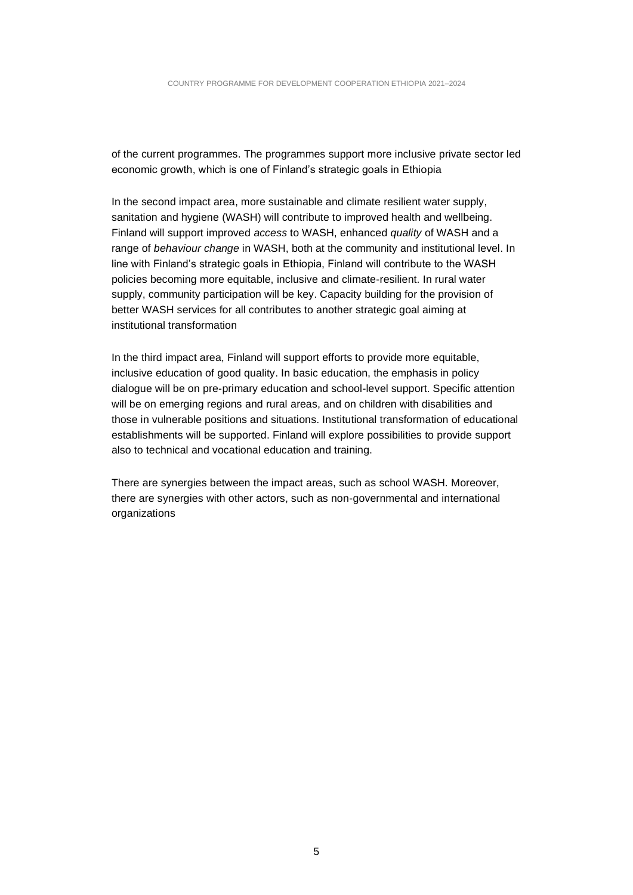of the current programmes. The programmes support more inclusive private sector led economic growth, which is one of Finland's strategic goals in Ethiopia

In the second impact area, more sustainable and climate resilient water supply, sanitation and hygiene (WASH) will contribute to improved health and wellbeing. Finland will support improved *access* to WASH, enhanced *quality* of WASH and a range of *behaviour change* in WASH, both at the community and institutional level. In line with Finland's strategic goals in Ethiopia, Finland will contribute to the WASH policies becoming more equitable, inclusive and climate-resilient. In rural water supply, community participation will be key. Capacity building for the provision of better WASH services for all contributes to another strategic goal aiming at institutional transformation

In the third impact area, Finland will support efforts to provide more equitable, inclusive education of good quality. In basic education, the emphasis in policy dialogue will be on pre-primary education and school-level support. Specific attention will be on emerging regions and rural areas, and on children with disabilities and those in vulnerable positions and situations. Institutional transformation of educational establishments will be supported. Finland will explore possibilities to provide support also to technical and vocational education and training.

There are synergies between the impact areas, such as school WASH. Moreover, there are synergies with other actors, such as non-governmental and international organizations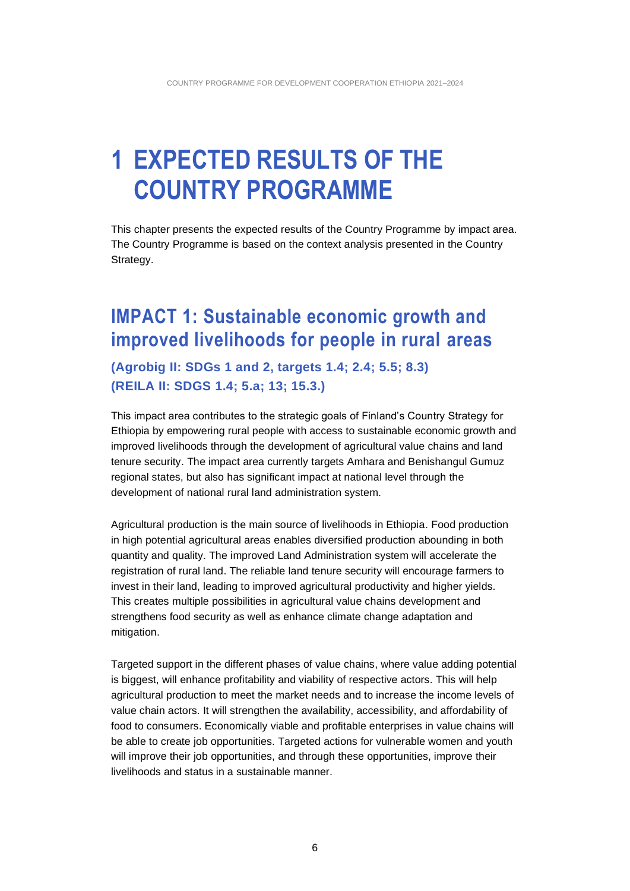# 1 EXPECTED RESULTS OF THE COUNTRY PROGRAMME

This chapter presents the expected results of the Country Programme by impact area. The Country Programme is based on the context analysis presented in the Country Strategy.

## IMPACT 1: Sustainable economic growth and improved livelihoods for people in rural areas

### (Agrobig II: SDGs 1 and 2, targets 1.4; 2.4; 5.5; 8.3)
### (REILA II: SDGS 1.4; 5.a; 13; 15.3.)

This impact area contributes to the strategic goals of Finland's Country Strategy for Ethiopia by empowering rural people with access to sustainable economic growth and improved livelihoods through the development of agricultural value chains and land tenure security. The impact area currently targets Amhara and Benishangul Gumuz regional states, but also has significant impact at national level through the development of national rural land administration system.

Agricultural production is the main source of livelihoods in Ethiopia. Food production in high potential agricultural areas enables diversified production abounding in both quantity and quality. The improved Land Administration system will accelerate the registration of rural land. The reliable land tenure security will encourage farmers to invest in their land, leading to improved agricultural productivity and higher yields. This creates multiple possibilities in agricultural value chains development and strengthens food security as well as enhance climate change adaptation and mitigation.

Targeted support in the different phases of value chains, where value adding potential is biggest, will enhance profitability and viability of respective actors. This will help agricultural production to meet the market needs and to increase the income levels of value chain actors. It will strengthen the availability, accessibility, and affordability of food to consumers. Economically viable and profitable enterprises in value chains will be able to create job opportunities. Targeted actions for vulnerable women and youth will improve their job opportunities, and through these opportunities, improve their livelihoods and status in a sustainable manner.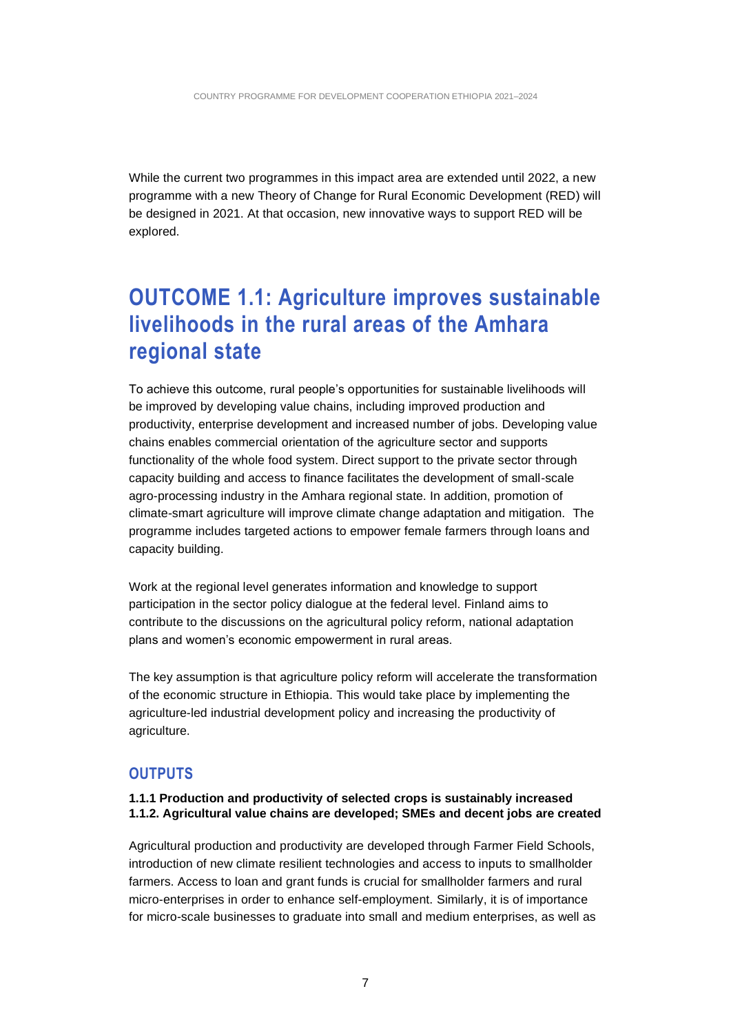While the current two programmes in this impact area are extended until 2022, a new programme with a new Theory of Change for Rural Economic Development (RED) will be designed in 2021. At that occasion, new innovative ways to support RED will be explored.

# OUTCOME 1.1: Agriculture improves sustainable livelihoods in the rural areas of the Amhara regional state

To achieve this outcome, rural people's opportunities for sustainable livelihoods will be improved by developing value chains, including improved production and productivity, enterprise development and increased number of jobs. Developing value chains enables commercial orientation of the agriculture sector and supports functionality of the whole food system. Direct support to the private sector through capacity building and access to finance facilitates the development of small-scale agro-processing industry in the Amhara regional state. In addition, promotion of climate-smart agriculture will improve climate change adaptation and mitigation. The programme includes targeted actions to empower female farmers through loans and capacity building.

Work at the regional level generates information and knowledge to support participation in the sector policy dialogue at the federal level. Finland aims to contribute to the discussions on the agricultural policy reform, national adaptation plans and women's economic empowerment in rural areas.

The key assumption is that agriculture policy reform will accelerate the transformation of the economic structure in Ethiopia. This would take place by implementing the agriculture-led industrial development policy and increasing the productivity of agriculture.

## OUTPUTS

**1.1.1 Production and productivity of selected crops is sustainably increased**
**1.1.2. Agricultural value chains are developed; SMEs and decent jobs are created**

Agricultural production and productivity are developed through Farmer Field Schools, introduction of new climate resilient technologies and access to inputs to smallholder farmers. Access to loan and grant funds is crucial for smallholder farmers and rural micro-enterprises in order to enhance self-employment. Similarly, it is of importance for micro-scale businesses to graduate into small and medium enterprises, as well as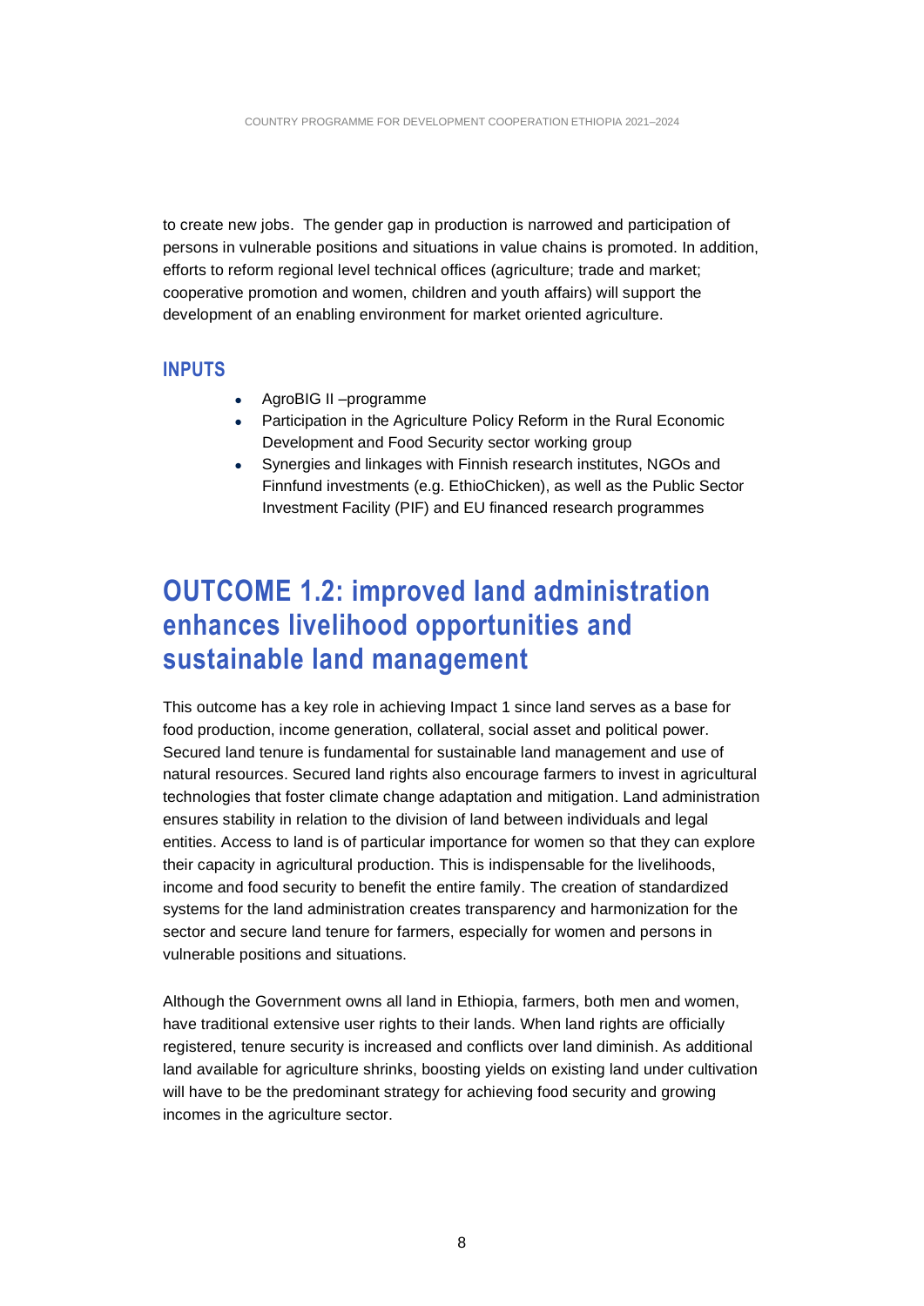to create new jobs. The gender gap in production is narrowed and participation of persons in vulnerable positions and situations in value chains is promoted. In addition, efforts to reform regional level technical offices (agriculture; trade and market; cooperative promotion and women, children and youth affairs) will support the development of an enabling environment for market oriented agriculture.

### INPUTS

- AgroBIG II –programme
- Participation in the Agriculture Policy Reform in the Rural Economic Development and Food Security sector working group
- Synergies and linkages with Finnish research institutes, NGOs and Finnfund investments (e.g. EthioChicken), as well as the Public Sector Investment Facility (PIF) and EU financed research programmes

## OUTCOME 1.2: improved land administration enhances livelihood opportunities and sustainable land management

This outcome has a key role in achieving Impact 1 since land serves as a base for food production, income generation, collateral, social asset and political power. Secured land tenure is fundamental for sustainable land management and use of natural resources. Secured land rights also encourage farmers to invest in agricultural technologies that foster climate change adaptation and mitigation. Land administration ensures stability in relation to the division of land between individuals and legal entities. Access to land is of particular importance for women so that they can explore their capacity in agricultural production. This is indispensable for the livelihoods, income and food security to benefit the entire family. The creation of standardized systems for the land administration creates transparency and harmonization for the sector and secure land tenure for farmers, especially for women and persons in vulnerable positions and situations.

Although the Government owns all land in Ethiopia, farmers, both men and women, have traditional extensive user rights to their lands. When land rights are officially registered, tenure security is increased and conflicts over land diminish. As additional land available for agriculture shrinks, boosting yields on existing land under cultivation will have to be the predominant strategy for achieving food security and growing incomes in the agriculture sector.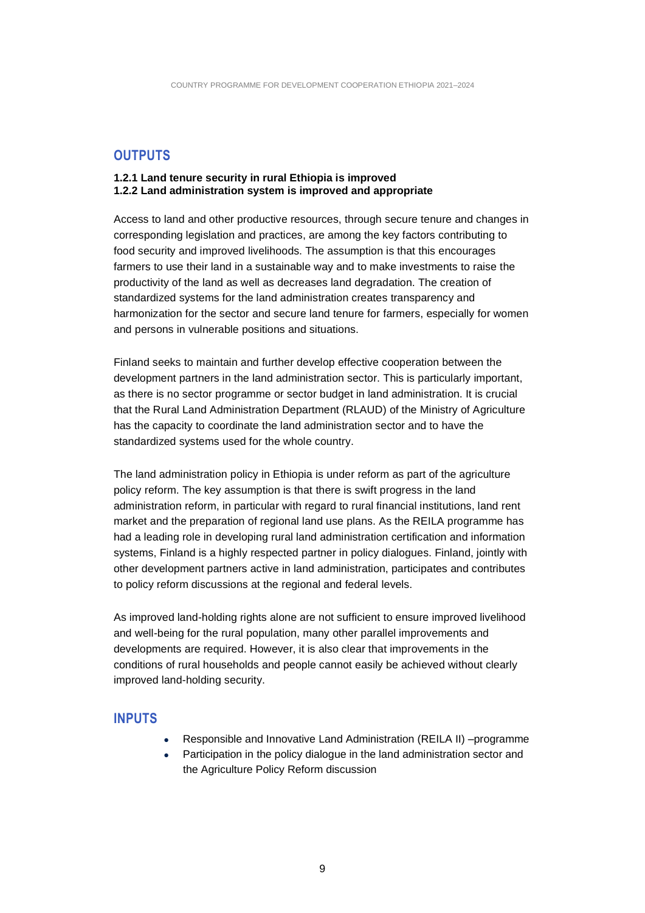## OUTPUTS

**1.2.1 Land tenure security in rural Ethiopia is improved**
**1.2.2 Land administration system is improved and appropriate**

Access to land and other productive resources, through secure tenure and changes in corresponding legislation and practices, are among the key factors contributing to food security and improved livelihoods. The assumption is that this encourages farmers to use their land in a sustainable way and to make investments to raise the productivity of the land as well as decreases land degradation. The creation of standardized systems for the land administration creates transparency and harmonization for the sector and secure land tenure for farmers, especially for women and persons in vulnerable positions and situations.

Finland seeks to maintain and further develop effective cooperation between the development partners in the land administration sector. This is particularly important, as there is no sector programme or sector budget in land administration. It is crucial that the Rural Land Administration Department (RLAUD) of the Ministry of Agriculture has the capacity to coordinate the land administration sector and to have the standardized systems used for the whole country.

The land administration policy in Ethiopia is under reform as part of the agriculture policy reform. The key assumption is that there is swift progress in the land administration reform, in particular with regard to rural financial institutions, land rent market and the preparation of regional land use plans. As the REILA programme has had a leading role in developing rural land administration certification and information systems, Finland is a highly respected partner in policy dialogues. Finland, jointly with other development partners active in land administration, participates and contributes to policy reform discussions at the regional and federal levels.

As improved land-holding rights alone are not sufficient to ensure improved livelihood and well-being for the rural population, many other parallel improvements and developments are required. However, it is also clear that improvements in the conditions of rural households and people cannot easily be achieved without clearly improved land-holding security.

## INPUTS

- Responsible and Innovative Land Administration (REILA II) –programme
- Participation in the policy dialogue in the land administration sector and the Agriculture Policy Reform discussion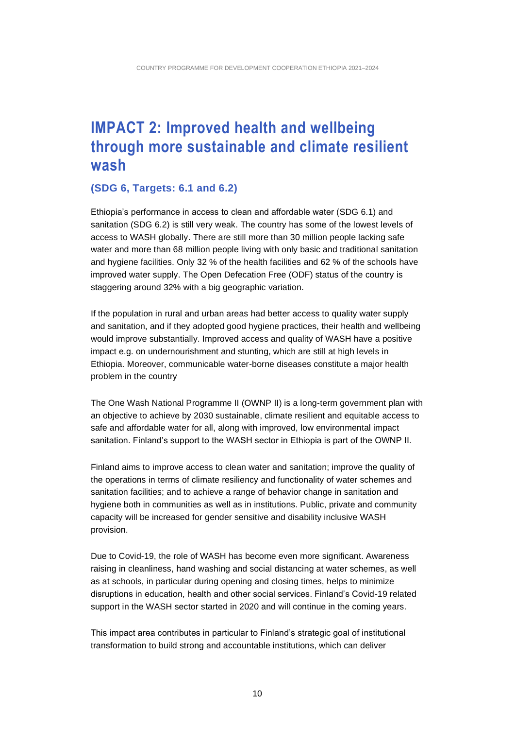# IMPACT 2: Improved health and wellbeing through more sustainable and climate resilient wash

### (SDG 6, Targets: 6.1 and 6.2)

Ethiopia's performance in access to clean and affordable water (SDG 6.1) and sanitation (SDG 6.2) is still very weak. The country has some of the lowest levels of access to WASH globally. There are still more than 30 million people lacking safe water and more than 68 million people living with only basic and traditional sanitation and hygiene facilities. Only 32 % of the health facilities and 62 % of the schools have improved water supply. The Open Defecation Free (ODF) status of the country is staggering around 32% with a big geographic variation.

If the population in rural and urban areas had better access to quality water supply and sanitation, and if they adopted good hygiene practices, their health and wellbeing would improve substantially. Improved access and quality of WASH have a positive impact e.g. on undernourishment and stunting, which are still at high levels in Ethiopia. Moreover, communicable water-borne diseases constitute a major health problem in the country

The One Wash National Programme II (OWNP II) is a long-term government plan with an objective to achieve by 2030 sustainable, climate resilient and equitable access to safe and affordable water for all, along with improved, low environmental impact sanitation. Finland's support to the WASH sector in Ethiopia is part of the OWNP II.

Finland aims to improve access to clean water and sanitation; improve the quality of the operations in terms of climate resiliency and functionality of water schemes and sanitation facilities; and to achieve a range of behavior change in sanitation and hygiene both in communities as well as in institutions. Public, private and community capacity will be increased for gender sensitive and disability inclusive WASH provision.

Due to Covid-19, the role of WASH has become even more significant. Awareness raising in cleanliness, hand washing and social distancing at water schemes, as well as at schools, in particular during opening and closing times, helps to minimize disruptions in education, health and other social services. Finland's Covid-19 related support in the WASH sector started in 2020 and will continue in the coming years.

This impact area contributes in particular to Finland's strategic goal of institutional transformation to build strong and accountable institutions, which can deliver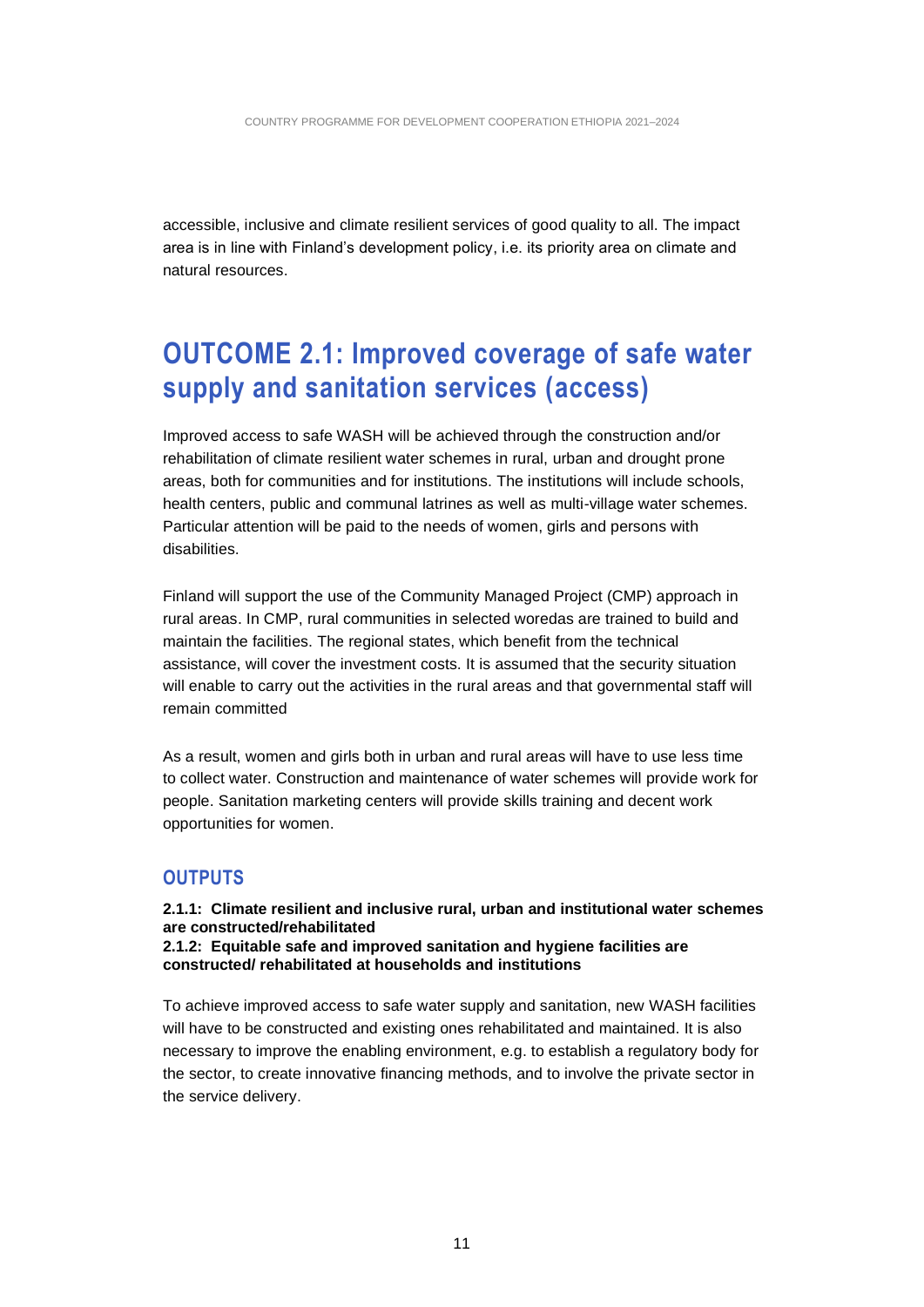accessible, inclusive and climate resilient services of good quality to all. The impact area is in line with Finland's development policy, i.e. its priority area on climate and natural resources.

## OUTCOME 2.1: Improved coverage of safe water supply and sanitation services (access)

Improved access to safe WASH will be achieved through the construction and/or rehabilitation of climate resilient water schemes in rural, urban and drought prone areas, both for communities and for institutions. The institutions will include schools, health centers, public and communal latrines as well as multi-village water schemes. Particular attention will be paid to the needs of women, girls and persons with disabilities.

Finland will support the use of the Community Managed Project (CMP) approach in rural areas. In CMP, rural communities in selected woredas are trained to build and maintain the facilities. The regional states, which benefit from the technical assistance, will cover the investment costs. It is assumed that the security situation will enable to carry out the activities in the rural areas and that governmental staff will remain committed

As a result, women and girls both in urban and rural areas will have to use less time to collect water. Construction and maintenance of water schemes will provide work for people. Sanitation marketing centers will provide skills training and decent work opportunities for women.

### OUTPUTS

**2.1.1: Climate resilient and inclusive rural, urban and institutional water schemes are constructed/rehabilitated**
**2.1.2: Equitable safe and improved sanitation and hygiene facilities are constructed/ rehabilitated at households and institutions**

To achieve improved access to safe water supply and sanitation, new WASH facilities will have to be constructed and existing ones rehabilitated and maintained. It is also necessary to improve the enabling environment, e.g. to establish a regulatory body for the sector, to create innovative financing methods, and to involve the private sector in the service delivery.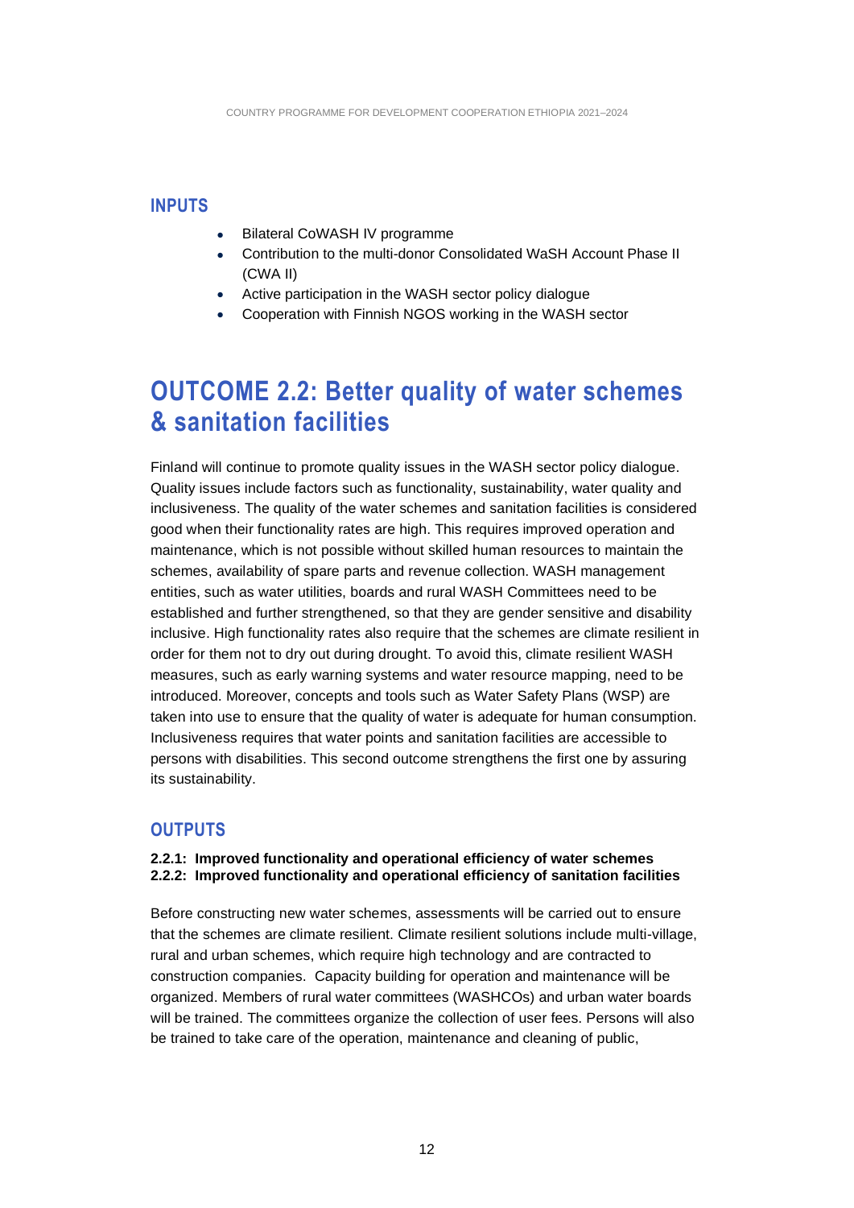### INPUTS

- Bilateral CoWASH IV programme
- Contribution to the multi-donor Consolidated WaSH Account Phase II (CWA II)
- Active participation in the WASH sector policy dialogue
- Cooperation with Finnish NGOS working in the WASH sector

## OUTCOME 2.2: Better quality of water schemes & sanitation facilities

Finland will continue to promote quality issues in the WASH sector policy dialogue. Quality issues include factors such as functionality, sustainability, water quality and inclusiveness. The quality of the water schemes and sanitation facilities is considered good when their functionality rates are high. This requires improved operation and maintenance, which is not possible without skilled human resources to maintain the schemes, availability of spare parts and revenue collection. WASH management entities, such as water utilities, boards and rural WASH Committees need to be established and further strengthened, so that they are gender sensitive and disability inclusive. High functionality rates also require that the schemes are climate resilient in order for them not to dry out during drought. To avoid this, climate resilient WASH measures, such as early warning systems and water resource mapping, need to be introduced. Moreover, concepts and tools such as Water Safety Plans (WSP) are taken into use to ensure that the quality of water is adequate for human consumption. Inclusiveness requires that water points and sanitation facilities are accessible to persons with disabilities. This second outcome strengthens the first one by assuring its sustainability.

### OUTPUTS

**2.2.1: Improved functionality and operational efficiency of water schemes**
**2.2.2: Improved functionality and operational efficiency of sanitation facilities**

Before constructing new water schemes, assessments will be carried out to ensure that the schemes are climate resilient. Climate resilient solutions include multi-village, rural and urban schemes, which require high technology and are contracted to construction companies. Capacity building for operation and maintenance will be organized. Members of rural water committees (WASHCOs) and urban water boards will be trained. The committees organize the collection of user fees. Persons will also be trained to take care of the operation, maintenance and cleaning of public,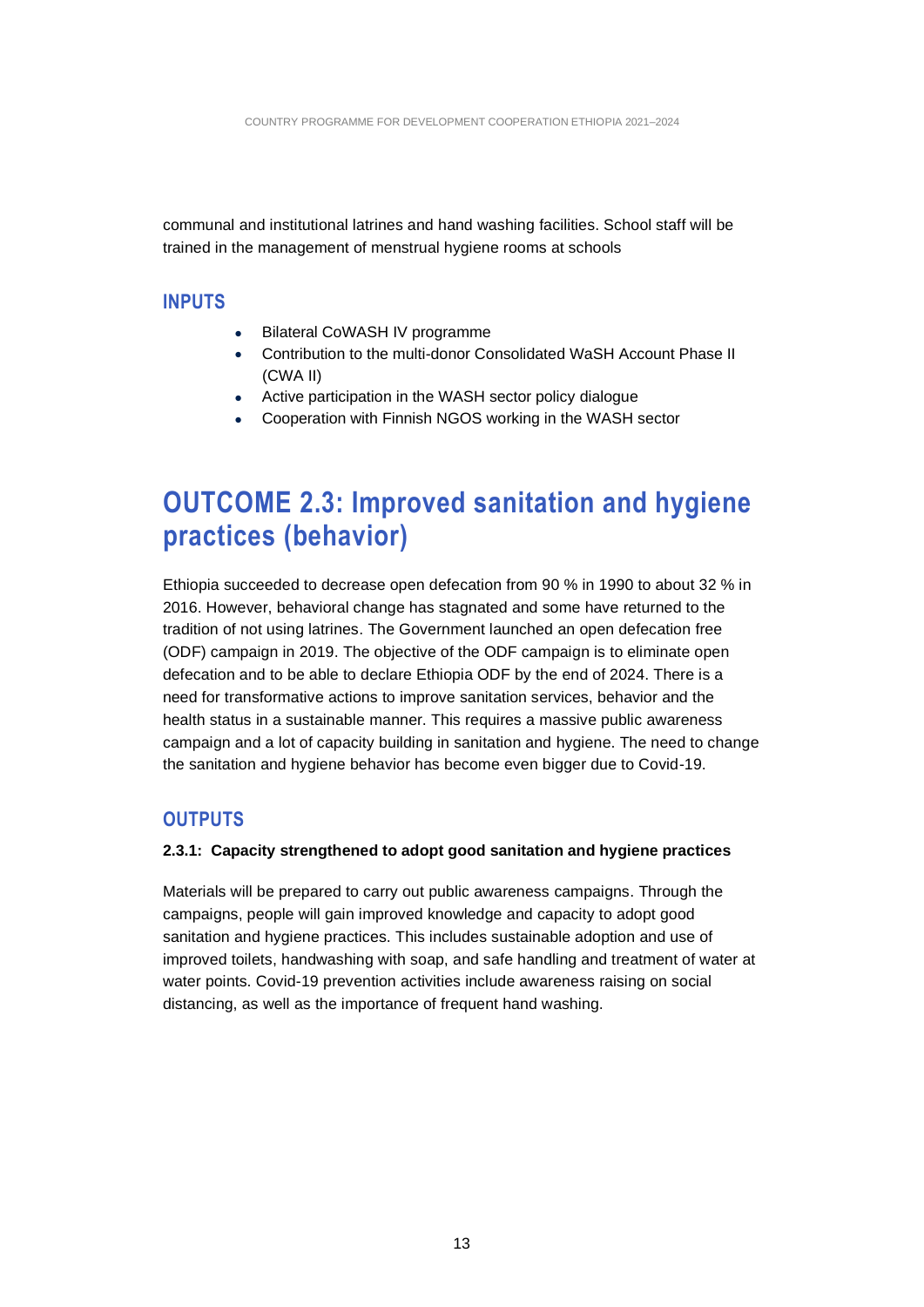communal and institutional latrines and hand washing facilities. School staff will be trained in the management of menstrual hygiene rooms at schools

### INPUTS

- Bilateral CoWASH IV programme
- Contribution to the multi-donor Consolidated WaSH Account Phase II (CWA II)
- Active participation in the WASH sector policy dialogue
- Cooperation with Finnish NGOS working in the WASH sector

## OUTCOME 2.3: Improved sanitation and hygiene practices (behavior)

Ethiopia succeeded to decrease open defecation from 90 % in 1990 to about 32 % in 2016. However, behavioral change has stagnated and some have returned to the tradition of not using latrines. The Government launched an open defecation free (ODF) campaign in 2019. The objective of the ODF campaign is to eliminate open defecation and to be able to declare Ethiopia ODF by the end of 2024. There is a need for transformative actions to improve sanitation services, behavior and the health status in a sustainable manner. This requires a massive public awareness campaign and a lot of capacity building in sanitation and hygiene. The need to change the sanitation and hygiene behavior has become even bigger due to Covid-19.

### OUTPUTS

**2.3.1: Capacity strengthened to adopt good sanitation and hygiene practices**

Materials will be prepared to carry out public awareness campaigns. Through the campaigns, people will gain improved knowledge and capacity to adopt good sanitation and hygiene practices. This includes sustainable adoption and use of improved toilets, handwashing with soap, and safe handling and treatment of water at water points. Covid-19 prevention activities include awareness raising on social distancing, as well as the importance of frequent hand washing.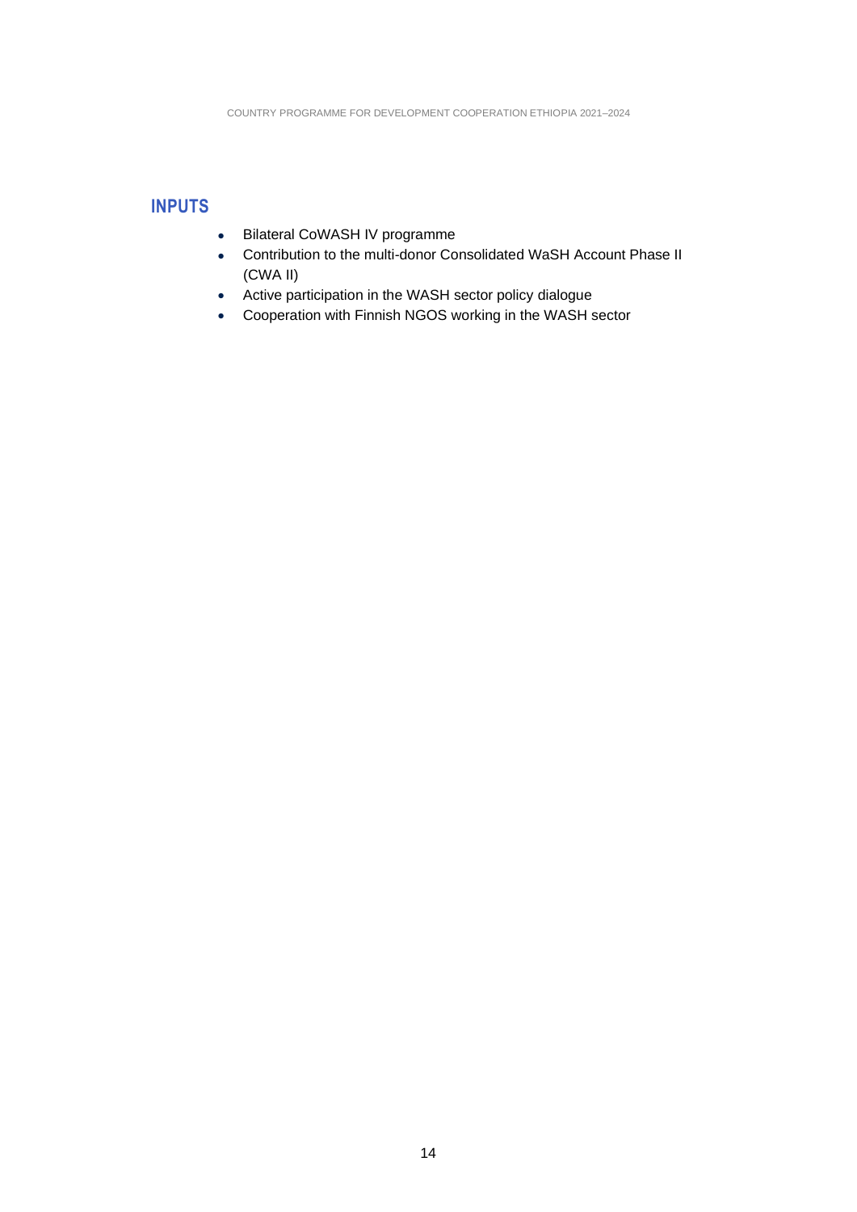## INPUTS

- Bilateral CoWASH IV programme
- Contribution to the multi-donor Consolidated WaSH Account Phase II (CWA II)
- Active participation in the WASH sector policy dialogue
- Cooperation with Finnish NGOS working in the WASH sector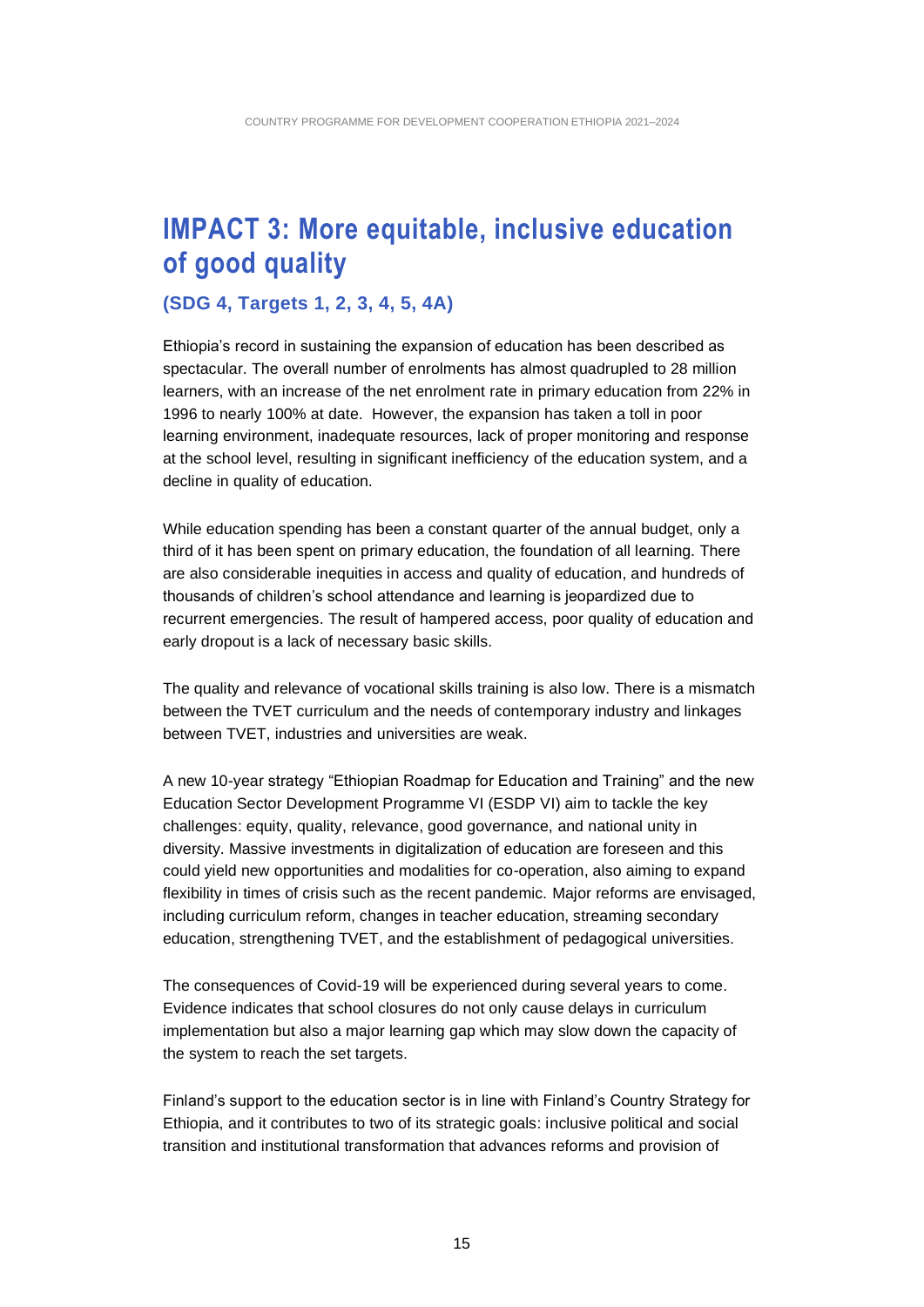# IMPACT 3: More equitable, inclusive education of good quality

### (SDG 4, Targets 1, 2, 3, 4, 5, 4A)

Ethiopia's record in sustaining the expansion of education has been described as spectacular. The overall number of enrolments has almost quadrupled to 28 million learners, with an increase of the net enrolment rate in primary education from 22% in 1996 to nearly 100% at date. However, the expansion has taken a toll in poor learning environment, inadequate resources, lack of proper monitoring and response at the school level, resulting in significant inefficiency of the education system, and a decline in quality of education.

While education spending has been a constant quarter of the annual budget, only a third of it has been spent on primary education, the foundation of all learning. There are also considerable inequities in access and quality of education, and hundreds of thousands of children's school attendance and learning is jeopardized due to recurrent emergencies. The result of hampered access, poor quality of education and early dropout is a lack of necessary basic skills.

The quality and relevance of vocational skills training is also low. There is a mismatch between the TVET curriculum and the needs of contemporary industry and linkages between TVET, industries and universities are weak.

A new 10-year strategy "Ethiopian Roadmap for Education and Training" and the new Education Sector Development Programme VI (ESDP VI) aim to tackle the key challenges: equity, quality, relevance, good governance, and national unity in diversity. Massive investments in digitalization of education are foreseen and this could yield new opportunities and modalities for co-operation, also aiming to expand flexibility in times of crisis such as the recent pandemic. Major reforms are envisaged, including curriculum reform, changes in teacher education, streaming secondary education, strengthening TVET, and the establishment of pedagogical universities.

The consequences of Covid-19 will be experienced during several years to come. Evidence indicates that school closures do not only cause delays in curriculum implementation but also a major learning gap which may slow down the capacity of the system to reach the set targets.

Finland's support to the education sector is in line with Finland's Country Strategy for Ethiopia, and it contributes to two of its strategic goals: inclusive political and social transition and institutional transformation that advances reforms and provision of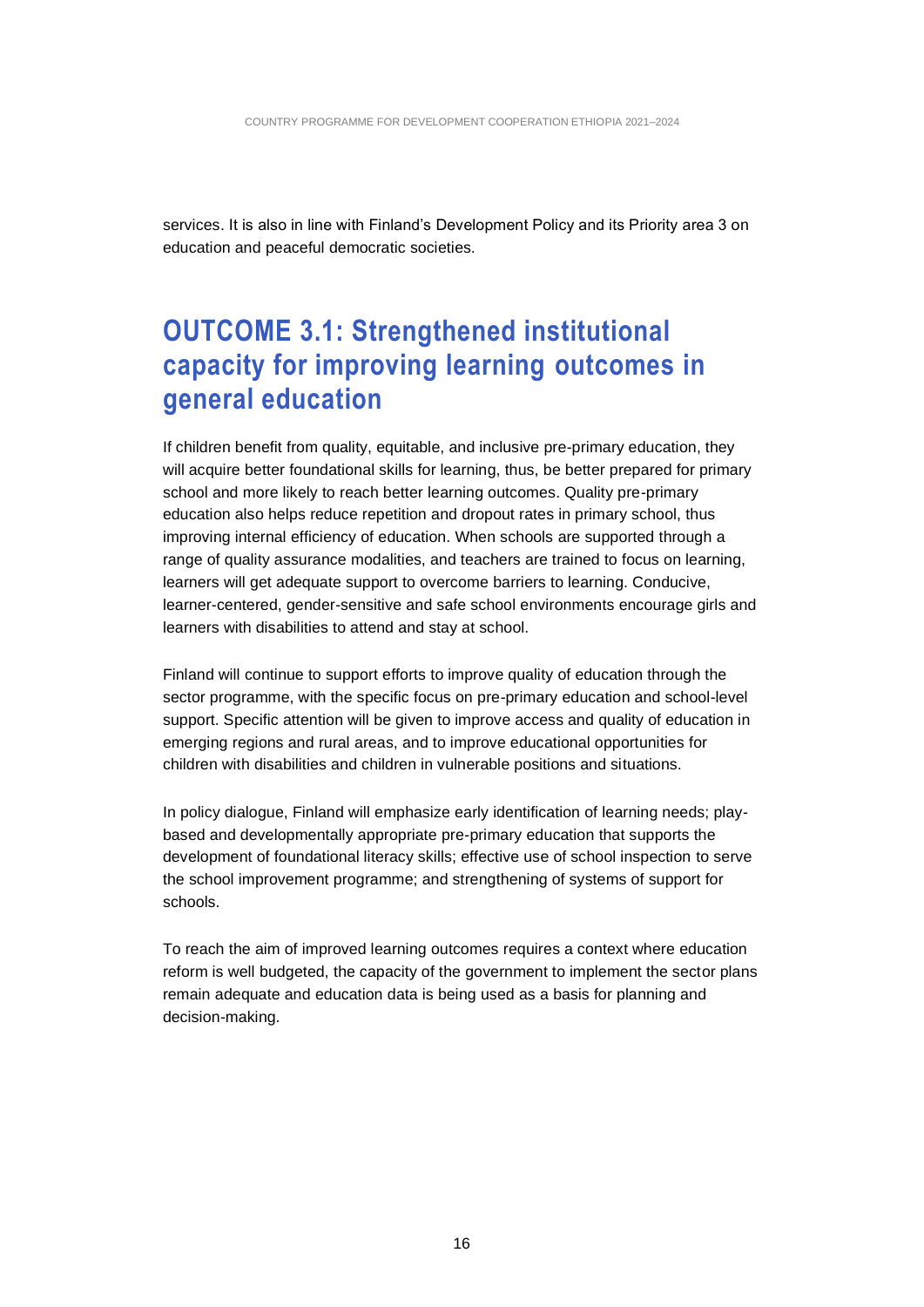services. It is also in line with Finland's Development Policy and its Priority area 3 on education and peaceful democratic societies.

## OUTCOME 3.1: Strengthened institutional capacity for improving learning outcomes in general education

If children benefit from quality, equitable, and inclusive pre-primary education, they will acquire better foundational skills for learning, thus, be better prepared for primary school and more likely to reach better learning outcomes. Quality pre-primary education also helps reduce repetition and dropout rates in primary school, thus improving internal efficiency of education. When schools are supported through a range of quality assurance modalities, and teachers are trained to focus on learning, learners will get adequate support to overcome barriers to learning. Conducive, learner-centered, gender-sensitive and safe school environments encourage girls and learners with disabilities to attend and stay at school.

Finland will continue to support efforts to improve quality of education through the sector programme, with the specific focus on pre-primary education and school-level support. Specific attention will be given to improve access and quality of education in emerging regions and rural areas, and to improve educational opportunities for children with disabilities and children in vulnerable positions and situations.

In policy dialogue, Finland will emphasize early identification of learning needs; play-based and developmentally appropriate pre-primary education that supports the development of foundational literacy skills; effective use of school inspection to serve the school improvement programme; and strengthening of systems of support for schools.

To reach the aim of improved learning outcomes requires a context where education reform is well budgeted, the capacity of the government to implement the sector plans remain adequate and education data is being used as a basis for planning and decision-making.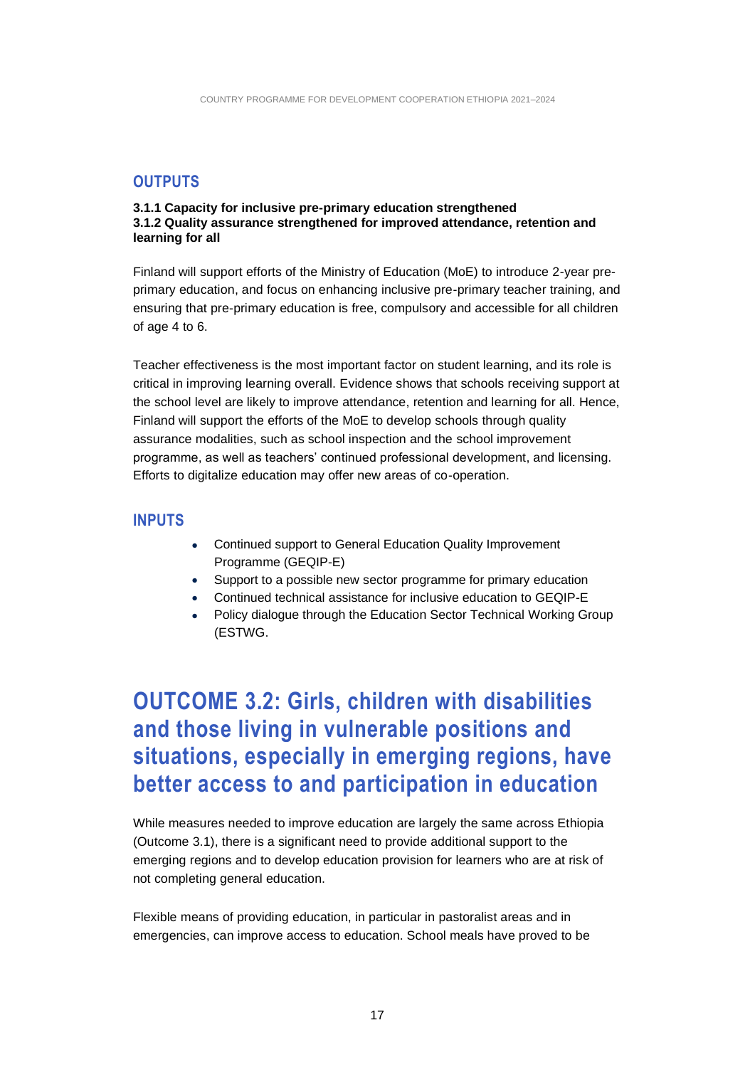## OUTPUTS

**3.1.1 Capacity for inclusive pre-primary education strengthened**
**3.1.2 Quality assurance strengthened for improved attendance, retention and learning for all**

Finland will support efforts of the Ministry of Education (MoE) to introduce 2-year pre-primary education, and focus on enhancing inclusive pre-primary teacher training, and ensuring that pre-primary education is free, compulsory and accessible for all children of age 4 to 6.

Teacher effectiveness is the most important factor on student learning, and its role is critical in improving learning overall. Evidence shows that schools receiving support at the school level are likely to improve attendance, retention and learning for all. Hence, Finland will support the efforts of the MoE to develop schools through quality assurance modalities, such as school inspection and the school improvement programme, as well as teachers' continued professional development, and licensing. Efforts to digitalize education may offer new areas of co-operation.

## INPUTS

- Continued support to General Education Quality Improvement Programme (GEQIP-E)
- Support to a possible new sector programme for primary education
- Continued technical assistance for inclusive education to GEQIP-E
- Policy dialogue through the Education Sector Technical Working Group (ESTWG.

# OUTCOME 3.2: Girls, children with disabilities and those living in vulnerable positions and situations, especially in emerging regions, have better access to and participation in education

While measures needed to improve education are largely the same across Ethiopia (Outcome 3.1), there is a significant need to provide additional support to the emerging regions and to develop education provision for learners who are at risk of not completing general education.

Flexible means of providing education, in particular in pastoralist areas and in emergencies, can improve access to education. School meals have proved to be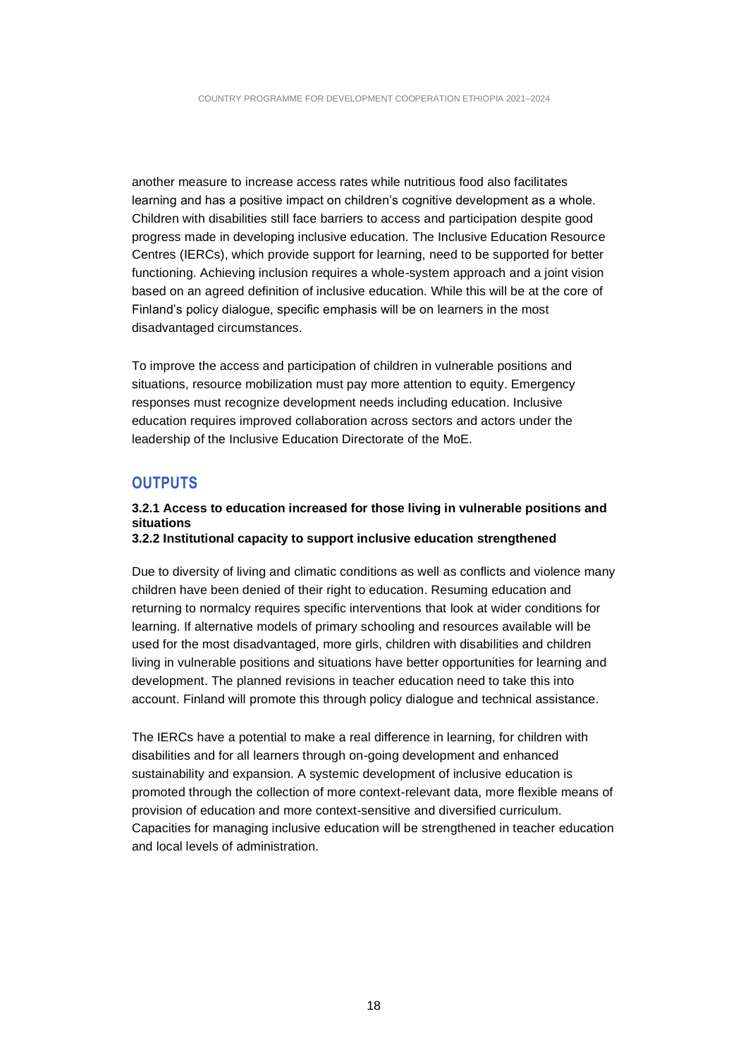another measure to increase access rates while nutritious food also facilitates learning and has a positive impact on children's cognitive development as a whole. Children with disabilities still face barriers to access and participation despite good progress made in developing inclusive education. The Inclusive Education Resource Centres (IERCs), which provide support for learning, need to be supported for better functioning. Achieving inclusion requires a whole-system approach and a joint vision based on an agreed definition of inclusive education. While this will be at the core of Finland's policy dialogue, specific emphasis will be on learners in the most disadvantaged circumstances.

To improve the access and participation of children in vulnerable positions and situations, resource mobilization must pay more attention to equity. Emergency responses must recognize development needs including education. Inclusive education requires improved collaboration across sectors and actors under the leadership of the Inclusive Education Directorate of the MoE.

## OUTPUTS

**3.2.1 Access to education increased for those living in vulnerable positions and situations**
**3.2.2 Institutional capacity to support inclusive education strengthened**

Due to diversity of living and climatic conditions as well as conflicts and violence many children have been denied of their right to education. Resuming education and returning to normalcy requires specific interventions that look at wider conditions for learning. If alternative models of primary schooling and resources available will be used for the most disadvantaged, more girls, children with disabilities and children living in vulnerable positions and situations have better opportunities for learning and development. The planned revisions in teacher education need to take this into account. Finland will promote this through policy dialogue and technical assistance.

The IERCs have a potential to make a real difference in learning, for children with disabilities and for all learners through on-going development and enhanced sustainability and expansion. A systemic development of inclusive education is promoted through the collection of more context-relevant data, more flexible means of provision of education and more context-sensitive and diversified curriculum. Capacities for managing inclusive education will be strengthened in teacher education and local levels of administration.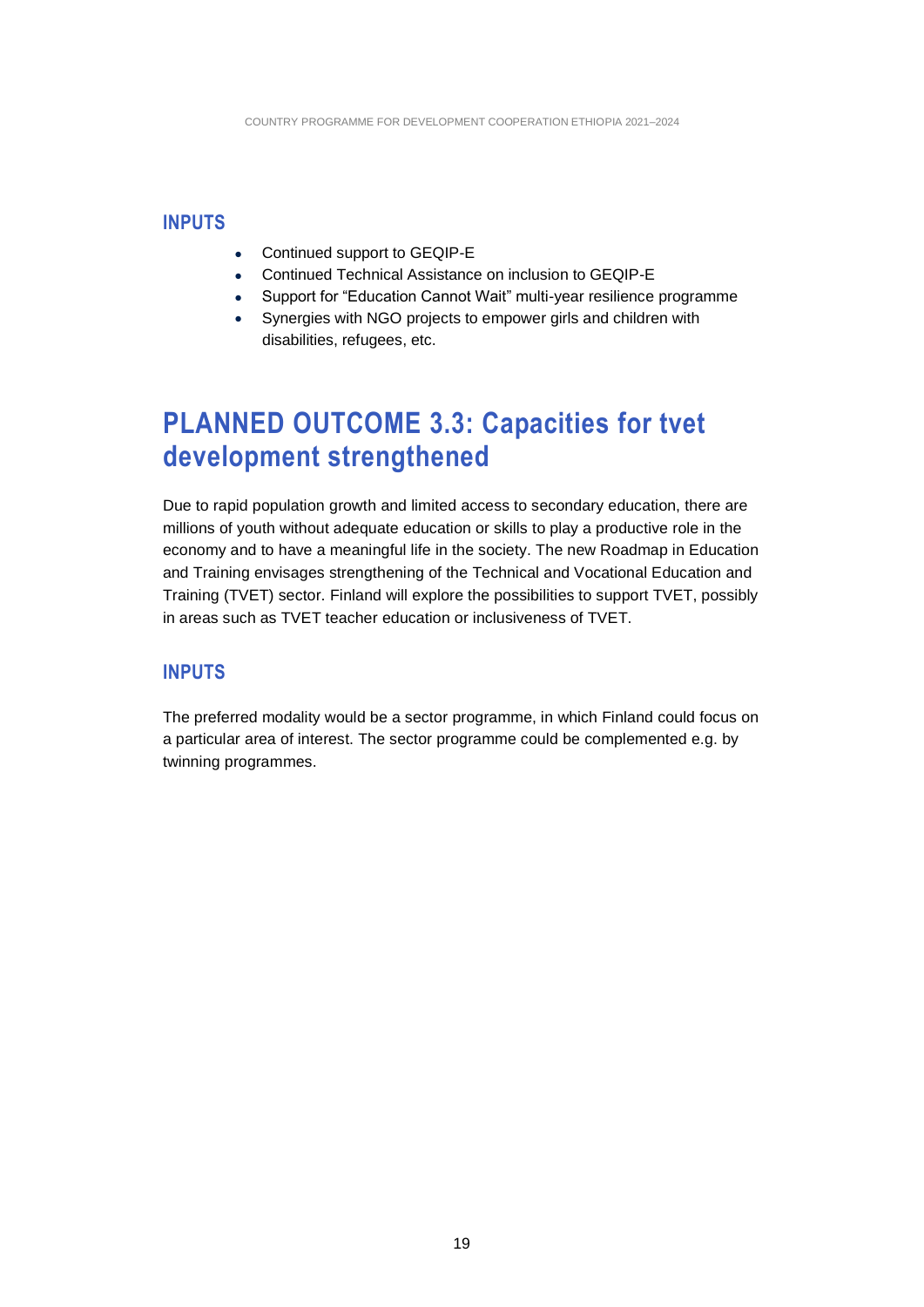### INPUTS

- Continued support to GEQIP-E
- Continued Technical Assistance on inclusion to GEQIP-E
- Support for “Education Cannot Wait” multi-year resilience programme
- Synergies with NGO projects to empower girls and children with disabilities, refugees, etc.

## PLANNED OUTCOME 3.3: Capacities for tvet development strengthened

Due to rapid population growth and limited access to secondary education, there are millions of youth without adequate education or skills to play a productive role in the economy and to have a meaningful life in the society. The new Roadmap in Education and Training envisages strengthening of the Technical and Vocational Education and Training (TVET) sector. Finland will explore the possibilities to support TVET, possibly in areas such as TVET teacher education or inclusiveness of TVET.

### INPUTS

The preferred modality would be a sector programme, in which Finland could focus on a particular area of interest. The sector programme could be complemented e.g. by twinning programmes.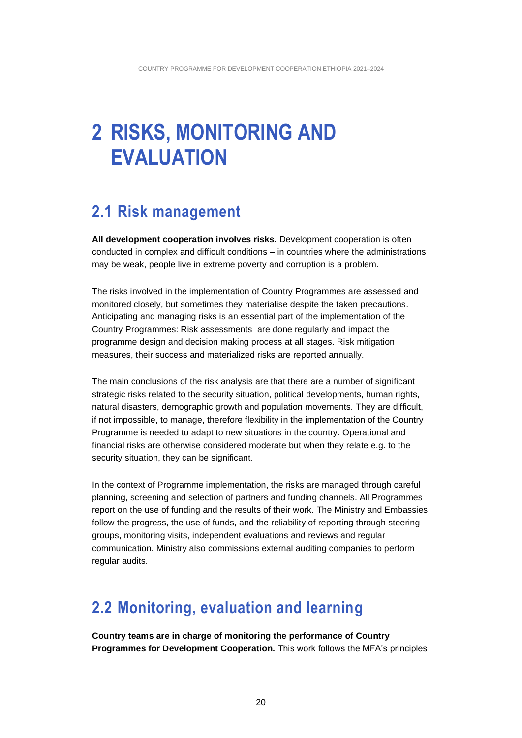# 2 RISKS, MONITORING AND EVALUATION

## 2.1 Risk management

**All development cooperation involves risks.** Development cooperation is often conducted in complex and difficult conditions – in countries where the administrations may be weak, people live in extreme poverty and corruption is a problem.

The risks involved in the implementation of Country Programmes are assessed and monitored closely, but sometimes they materialise despite the taken precautions. Anticipating and managing risks is an essential part of the implementation of the Country Programmes: Risk assessments are done regularly and impact the programme design and decision making process at all stages. Risk mitigation measures, their success and materialized risks are reported annually.

The main conclusions of the risk analysis are that there are a number of significant strategic risks related to the security situation, political developments, human rights, natural disasters, demographic growth and population movements. They are difficult, if not impossible, to manage, therefore flexibility in the implementation of the Country Programme is needed to adapt to new situations in the country. Operational and financial risks are otherwise considered moderate but when they relate e.g. to the security situation, they can be significant.

In the context of Programme implementation, the risks are managed through careful planning, screening and selection of partners and funding channels. All Programmes report on the use of funding and the results of their work. The Ministry and Embassies follow the progress, the use of funds, and the reliability of reporting through steering groups, monitoring visits, independent evaluations and reviews and regular communication. Ministry also commissions external auditing companies to perform regular audits.

## 2.2 Monitoring, evaluation and learning

**Country teams are in charge of monitoring the performance of Country Programmes for Development Cooperation.** This work follows the MFA's principles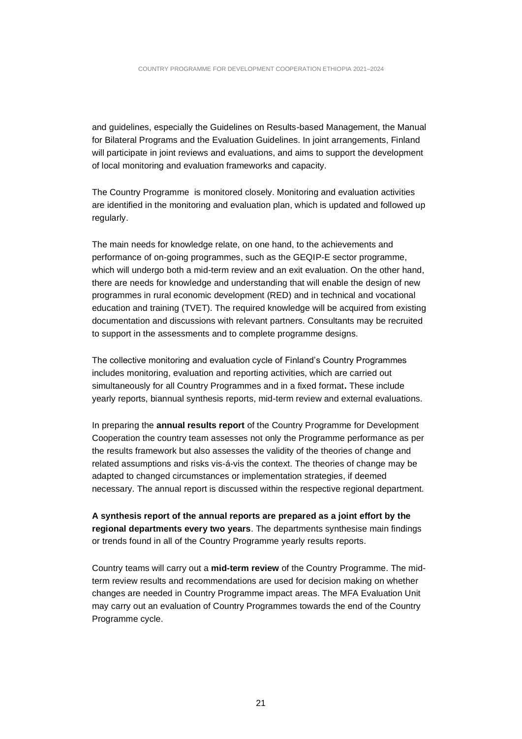and guidelines, especially the Guidelines on Results-based Management, the Manual for Bilateral Programs and the Evaluation Guidelines. In joint arrangements, Finland will participate in joint reviews and evaluations, and aims to support the development of local monitoring and evaluation frameworks and capacity.

The Country Programme  is monitored closely. Monitoring and evaluation activities are identified in the monitoring and evaluation plan, which is updated and followed up regularly.

The main needs for knowledge relate, on one hand, to the achievements and performance of on-going programmes, such as the GEQIP-E sector programme, which will undergo both a mid-term review and an exit evaluation. On the other hand, there are needs for knowledge and understanding that will enable the design of new programmes in rural economic development (RED) and in technical and vocational education and training (TVET). The required knowledge will be acquired from existing documentation and discussions with relevant partners. Consultants may be recruited to support in the assessments and to complete programme designs.

The collective monitoring and evaluation cycle of Finland's Country Programmes includes monitoring, evaluation and reporting activities, which are carried out simultaneously for all Country Programmes and in a fixed format**.** These include yearly reports, biannual synthesis reports, mid-term review and external evaluations.

In preparing the **annual results report** of the Country Programme for Development Cooperation the country team assesses not only the Programme performance as per the results framework but also assesses the validity of the theories of change and related assumptions and risks vis-á-vis the context. The theories of change may be adapted to changed circumstances or implementation strategies, if deemed necessary. The annual report is discussed within the respective regional department.

**A synthesis report of the annual reports are prepared as a joint effort by the regional departments every two years**. The departments synthesise main findings or trends found in all of the Country Programme yearly results reports.

Country teams will carry out a **mid-term review** of the Country Programme. The mid-term review results and recommendations are used for decision making on whether changes are needed in Country Programme impact areas. The MFA Evaluation Unit may carry out an evaluation of Country Programmes towards the end of the Country Programme cycle.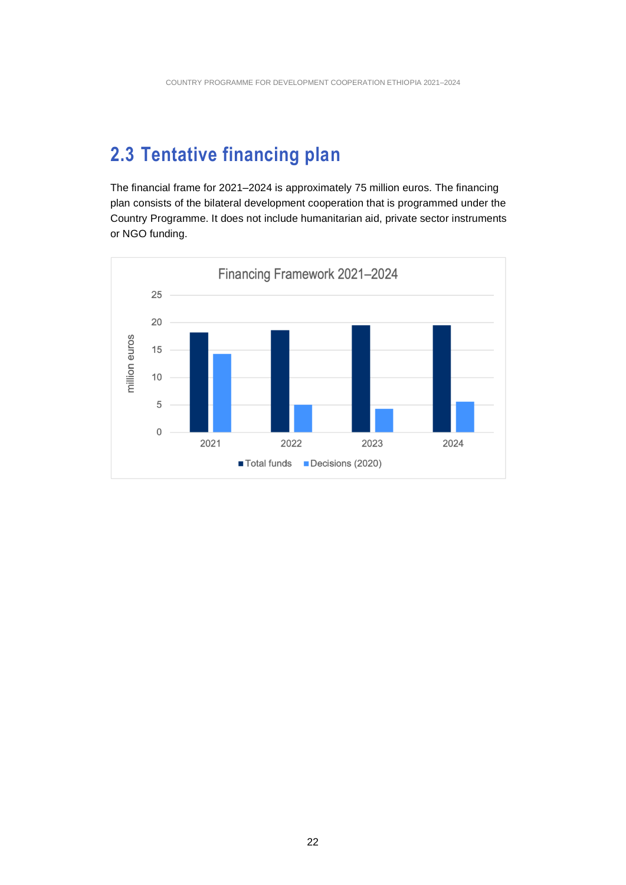## 2.3 Tentative financing plan

The financial frame for 2021–2024 is approximately 75 million euros. The financing plan consists of the bilateral development cooperation that is programmed under the Country Programme. It does not include humanitarian aid, private sector instruments or NGO funding.

Financing Framework 2021–2024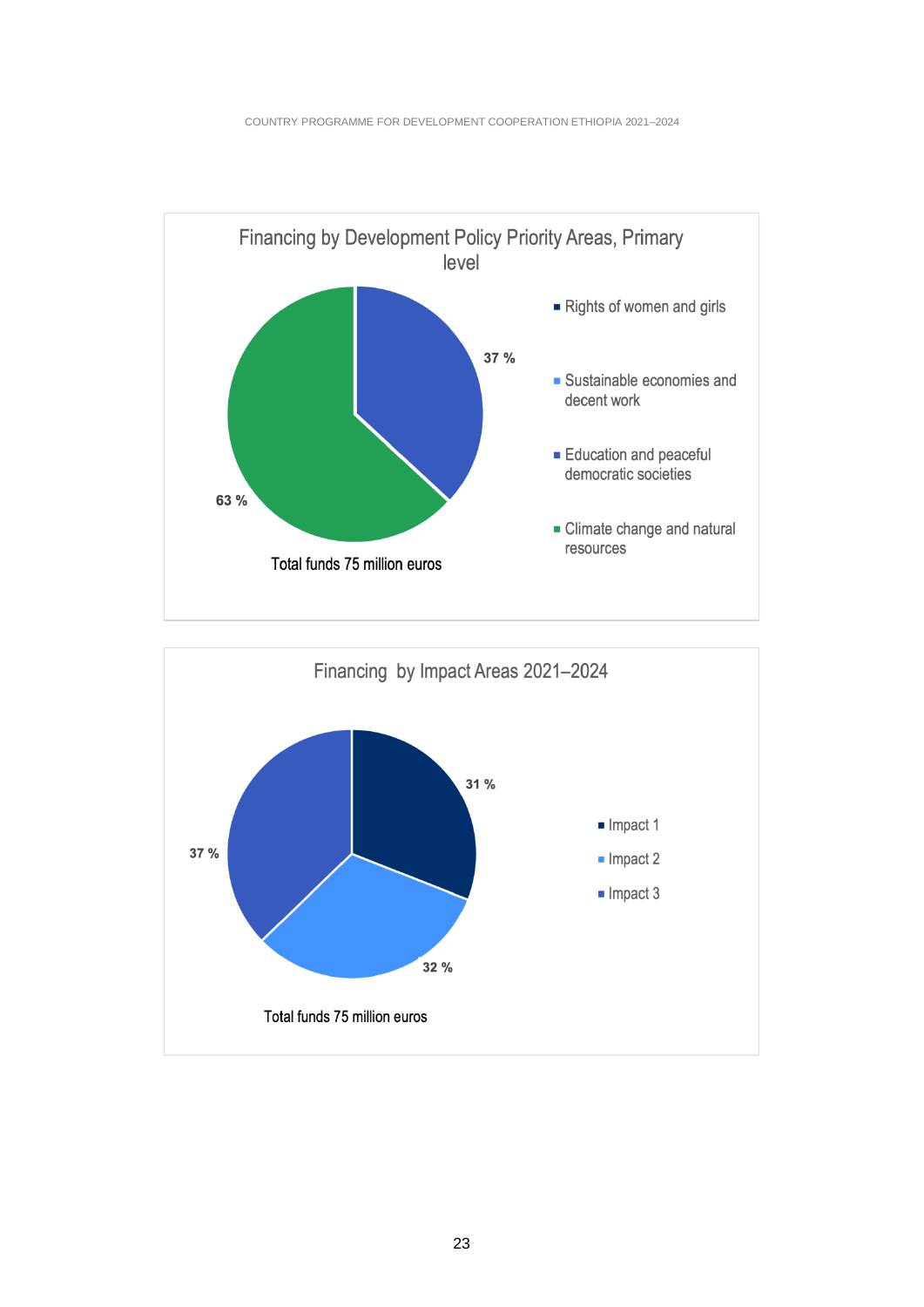Financing by Development Policy Priority Areas, Primary level

37 %

63 %

Total funds 75 million euros

- Rights of women and girls
- Sustainable economies and decent work
- Education and peaceful democratic societies
- Climate change and natural resources

Financing by Impact Areas 2021–2024

31 %

37 %

32 %

Total funds 75 million euros

- Impact 1
- Impact 2
- Impact 3